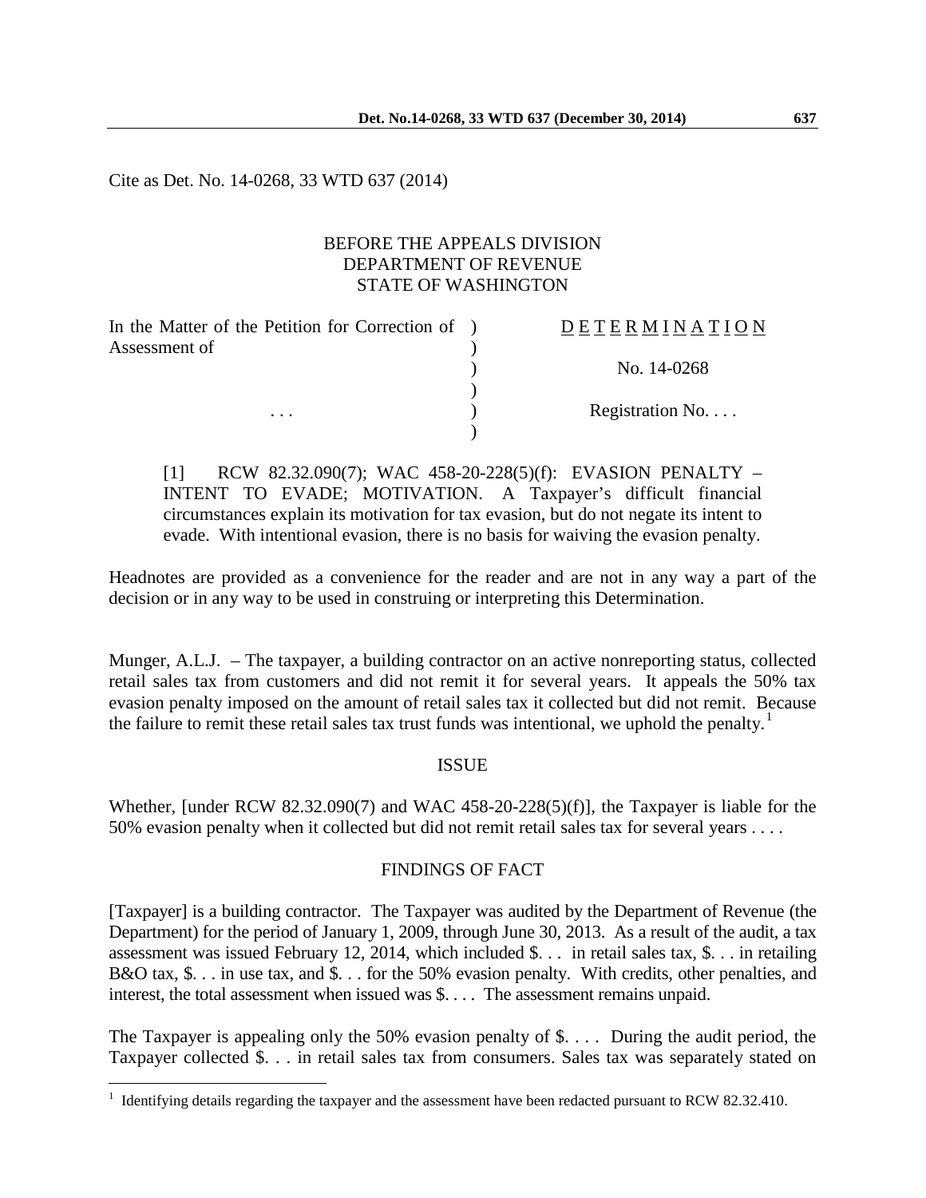Cite as Det. No. 14-0268, 33 WTD 637 (2014)

BEFORE THE APPEALS DIVISION
DEPARTMENT OF REVENUE
STATE OF WASHINGTON

| In the Matter of the Petition for Correction of Assessment of | ) | D E T E R M I N A T I O N |
|---|---|---|
| | ) | No. 14-0268 |
| . . . | ) | Registration No. . . . |

[1] RCW 82.32.090(7); WAC 458-20-228(5)(f): EVASION PENALTY – INTENT TO EVADE; MOTIVATION. A Taxpayer's difficult financial circumstances explain its motivation for tax evasion, but do not negate its intent to evade. With intentional evasion, there is no basis for waiving the evasion penalty.

Headnotes are provided as a convenience for the reader and are not in any way a part of the decision or in any way to be used in construing or interpreting this Determination.

Munger, A.L.J. – The taxpayer, a building contractor on an active nonreporting status, collected retail sales tax from customers and did not remit it for several years. It appeals the 50% tax evasion penalty imposed on the amount of retail sales tax it collected but did not remit. Because the failure to remit these retail sales tax trust funds was intentional, we uphold the penalty.[1]

ISSUE

Whether, [under RCW 82.32.090(7) and WAC 458-20-228(5)(f)], the Taxpayer is liable for the 50% evasion penalty when it collected but did not remit retail sales tax for several years . . . .

FINDINGS OF FACT

[Taxpayer] is a building contractor. The Taxpayer was audited by the Department of Revenue (the Department) for the period of January 1, 2009, through June 30, 2013. As a result of the audit, a tax assessment was issued February 12, 2014, which included $. . . in retail sales tax, $. . . in retailing B&O tax, $. . . in use tax, and $. . . for the 50% evasion penalty. With credits, other penalties, and interest, the total assessment when issued was $. . . . The assessment remains unpaid.

The Taxpayer is appealing only the 50% evasion penalty of $. . . . During the audit period, the Taxpayer collected $. . . in retail sales tax from consumers. Sales tax was separately stated on

[1] Identifying details regarding the taxpayer and the assessment have been redacted pursuant to RCW 82.32.410.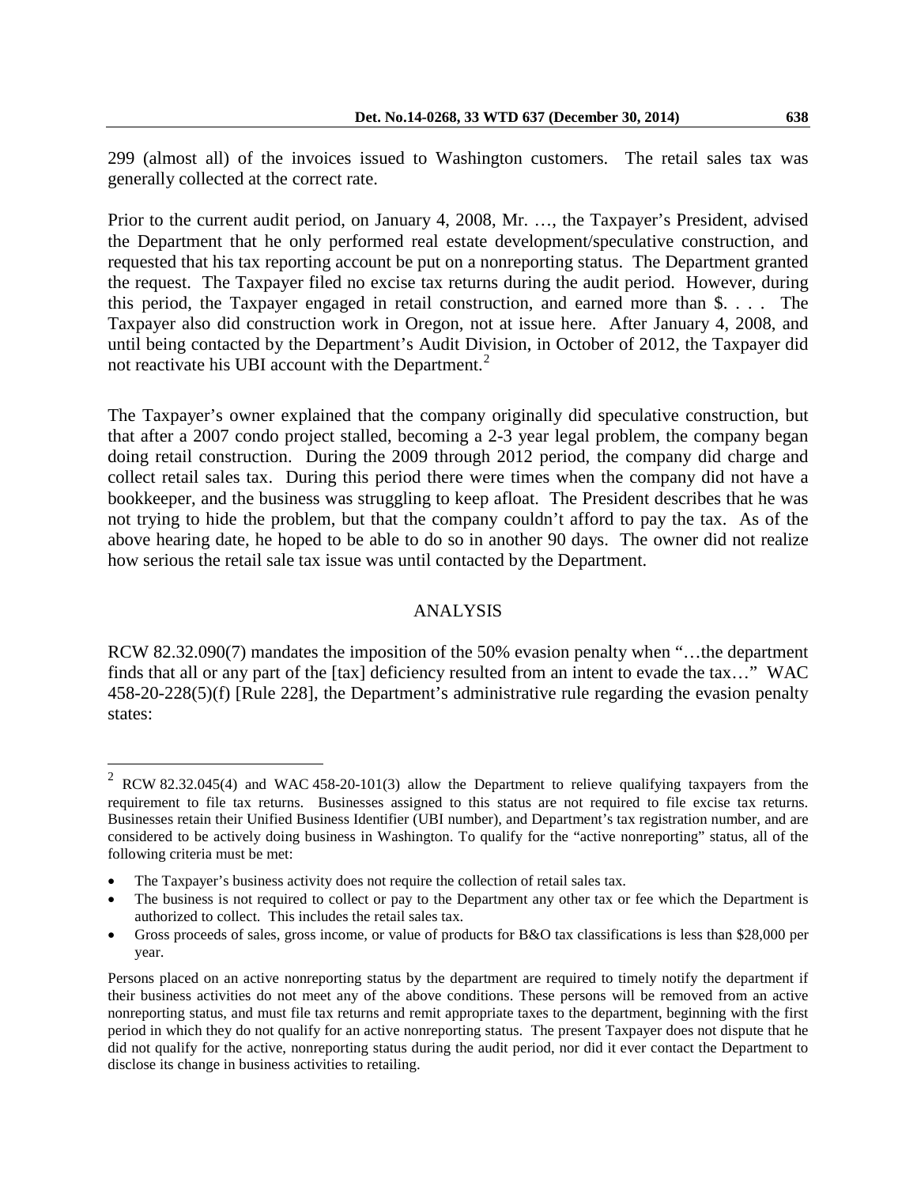299 (almost all) of the invoices issued to Washington customers. The retail sales tax was generally collected at the correct rate.

Prior to the current audit period, on January 4, 2008, Mr. …, the Taxpayer's President, advised the Department that he only performed real estate development/speculative construction, and requested that his tax reporting account be put on a nonreporting status. The Department granted the request. The Taxpayer filed no excise tax returns during the audit period. However, during this period, the Taxpayer engaged in retail construction, and earned more than $. . . . The Taxpayer also did construction work in Oregon, not at issue here. After January 4, 2008, and until being contacted by the Department's Audit Division, in October of 2012, the Taxpayer did not reactivate his UBI account with the Department.[2]

The Taxpayer's owner explained that the company originally did speculative construction, but that after a 2007 condo project stalled, becoming a 2-3 year legal problem, the company began doing retail construction. During the 2009 through 2012 period, the company did charge and collect retail sales tax. During this period there were times when the company did not have a bookkeeper, and the business was struggling to keep afloat. The President describes that he was not trying to hide the problem, but that the company couldn't afford to pay the tax. As of the above hearing date, he hoped to be able to do so in another 90 days. The owner did not realize how serious the retail sale tax issue was until contacted by the Department.

## ANALYSIS

RCW 82.32.090(7) mandates the imposition of the 50% evasion penalty when "…the department finds that all or any part of the [tax] deficiency resulted from an intent to evade the tax…" WAC 458-20-228(5)(f) [Rule 228], the Department's administrative rule regarding the evasion penalty states:

---

[2] RCW 82.32.045(4) and WAC 458-20-101(3) allow the Department to relieve qualifying taxpayers from the requirement to file tax returns. Businesses assigned to this status are not required to file excise tax returns. Businesses retain their Unified Business Identifier (UBI number), and Department's tax registration number, and are considered to be actively doing business in Washington. To qualify for the "active nonreporting" status, all of the following criteria must be met:

- The Taxpayer's business activity does not require the collection of retail sales tax.
- The business is not required to collect or pay to the Department any other tax or fee which the Department is authorized to collect. This includes the retail sales tax.
- Gross proceeds of sales, gross income, or value of products for B&O tax classifications is less than $28,000 per year.

Persons placed on an active nonreporting status by the department are required to timely notify the department if their business activities do not meet any of the above conditions. These persons will be removed from an active nonreporting status, and must file tax returns and remit appropriate taxes to the department, beginning with the first period in which they do not qualify for an active nonreporting status. The present Taxpayer does not dispute that he did not qualify for the active, nonreporting status during the audit period, nor did it ever contact the Department to disclose its change in business activities to retailing.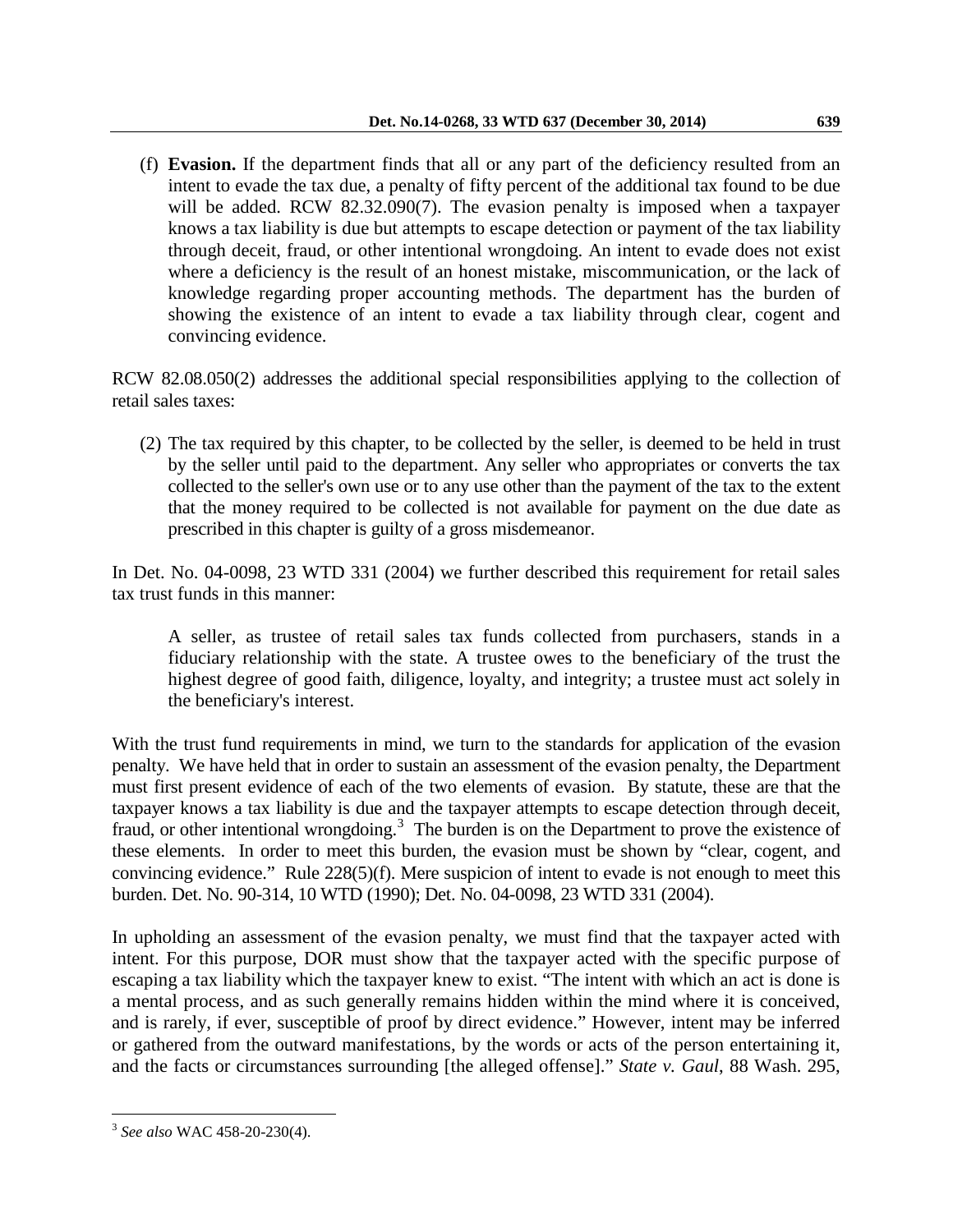(f) **Evasion.** If the department finds that all or any part of the deficiency resulted from an intent to evade the tax due, a penalty of fifty percent of the additional tax found to be due will be added. RCW 82.32.090(7). The evasion penalty is imposed when a taxpayer knows a tax liability is due but attempts to escape detection or payment of the tax liability through deceit, fraud, or other intentional wrongdoing. An intent to evade does not exist where a deficiency is the result of an honest mistake, miscommunication, or the lack of knowledge regarding proper accounting methods. The department has the burden of showing the existence of an intent to evade a tax liability through clear, cogent and convincing evidence.

RCW 82.08.050(2) addresses the additional special responsibilities applying to the collection of retail sales taxes:

> (2) The tax required by this chapter, to be collected by the seller, is deemed to be held in trust by the seller until paid to the department. Any seller who appropriates or converts the tax collected to the seller's own use or to any use other than the payment of the tax to the extent that the money required to be collected is not available for payment on the due date as prescribed in this chapter is guilty of a gross misdemeanor.

In Det. No. 04-0098, 23 WTD 331 (2004) we further described this requirement for retail sales tax trust funds in this manner:

> A seller, as trustee of retail sales tax funds collected from purchasers, stands in a fiduciary relationship with the state. A trustee owes to the beneficiary of the trust the highest degree of good faith, diligence, loyalty, and integrity; a trustee must act solely in the beneficiary's interest.

With the trust fund requirements in mind, we turn to the standards for application of the evasion penalty. We have held that in order to sustain an assessment of the evasion penalty, the Department must first present evidence of each of the two elements of evasion. By statute, these are that the taxpayer knows a tax liability is due and the taxpayer attempts to escape detection through deceit, fraud, or other intentional wrongdoing.[3] The burden is on the Department to prove the existence of these elements. In order to meet this burden, the evasion must be shown by "clear, cogent, and convincing evidence." Rule 228(5)(f). Mere suspicion of intent to evade is not enough to meet this burden. Det. No. 90-314, 10 WTD (1990); Det. No. 04-0098, 23 WTD 331 (2004).

In upholding an assessment of the evasion penalty, we must find that the taxpayer acted with intent. For this purpose, DOR must show that the taxpayer acted with the specific purpose of escaping a tax liability which the taxpayer knew to exist. "The intent with which an act is done is a mental process, and as such generally remains hidden within the mind where it is conceived, and is rarely, if ever, susceptible of proof by direct evidence." However, intent may be inferred or gathered from the outward manifestations, by the words or acts of the person entertaining it, and the facts or circumstances surrounding [the alleged offense]." *State v. Gaul*, 88 Wash. 295,

[3] *See also* WAC 458-20-230(4).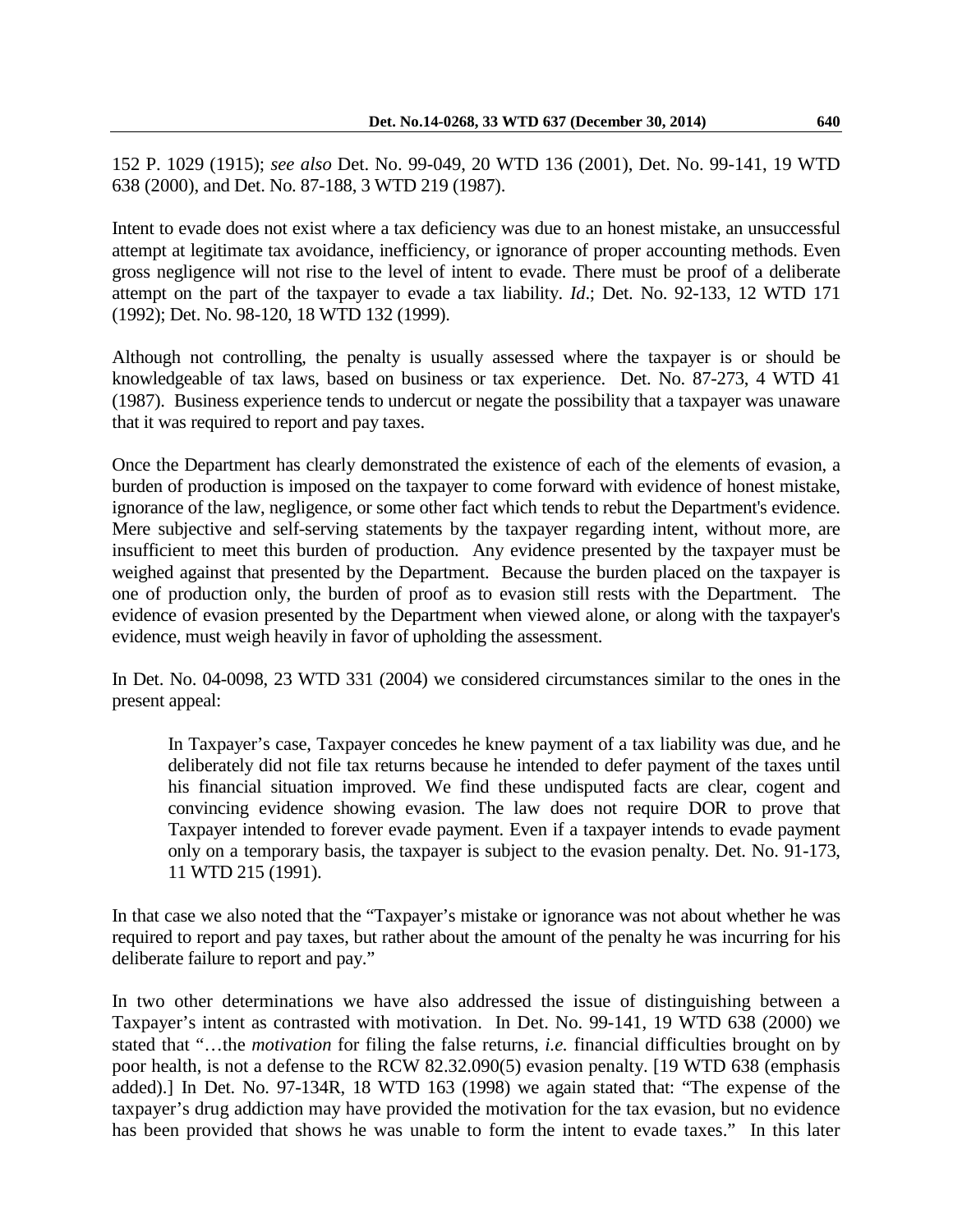152 P. 1029 (1915); *see also* Det. No. 99-049, 20 WTD 136 (2001), Det. No. 99-141, 19 WTD 638 (2000), and Det. No. 87-188, 3 WTD 219 (1987).

Intent to evade does not exist where a tax deficiency was due to an honest mistake, an unsuccessful attempt at legitimate tax avoidance, inefficiency, or ignorance of proper accounting methods. Even gross negligence will not rise to the level of intent to evade. There must be proof of a deliberate attempt on the part of the taxpayer to evade a tax liability. *Id*.; Det. No. 92-133, 12 WTD 171 (1992); Det. No. 98-120, 18 WTD 132 (1999).

Although not controlling, the penalty is usually assessed where the taxpayer is or should be knowledgeable of tax laws, based on business or tax experience. Det. No. 87-273, 4 WTD 41 (1987). Business experience tends to undercut or negate the possibility that a taxpayer was unaware that it was required to report and pay taxes.

Once the Department has clearly demonstrated the existence of each of the elements of evasion, a burden of production is imposed on the taxpayer to come forward with evidence of honest mistake, ignorance of the law, negligence, or some other fact which tends to rebut the Department's evidence. Mere subjective and self-serving statements by the taxpayer regarding intent, without more, are insufficient to meet this burden of production. Any evidence presented by the taxpayer must be weighed against that presented by the Department. Because the burden placed on the taxpayer is one of production only, the burden of proof as to evasion still rests with the Department. The evidence of evasion presented by the Department when viewed alone, or along with the taxpayer's evidence, must weigh heavily in favor of upholding the assessment.

In Det. No. 04-0098, 23 WTD 331 (2004) we considered circumstances similar to the ones in the present appeal:

> In Taxpayer's case, Taxpayer concedes he knew payment of a tax liability was due, and he deliberately did not file tax returns because he intended to defer payment of the taxes until his financial situation improved. We find these undisputed facts are clear, cogent and convincing evidence showing evasion. The law does not require DOR to prove that Taxpayer intended to forever evade payment. Even if a taxpayer intends to evade payment only on a temporary basis, the taxpayer is subject to the evasion penalty. Det. No. 91-173, 11 WTD 215 (1991).

In that case we also noted that the "Taxpayer's mistake or ignorance was not about whether he was required to report and pay taxes, but rather about the amount of the penalty he was incurring for his deliberate failure to report and pay."

In two other determinations we have also addressed the issue of distinguishing between a Taxpayer's intent as contrasted with motivation. In Det. No. 99-141, 19 WTD 638 (2000) we stated that "…the *motivation* for filing the false returns, *i.e.* financial difficulties brought on by poor health, is not a defense to the RCW 82.32.090(5) evasion penalty. [19 WTD 638 (emphasis added).] In Det. No. 97-134R, 18 WTD 163 (1998) we again stated that: "The expense of the taxpayer's drug addiction may have provided the motivation for the tax evasion, but no evidence has been provided that shows he was unable to form the intent to evade taxes." In this later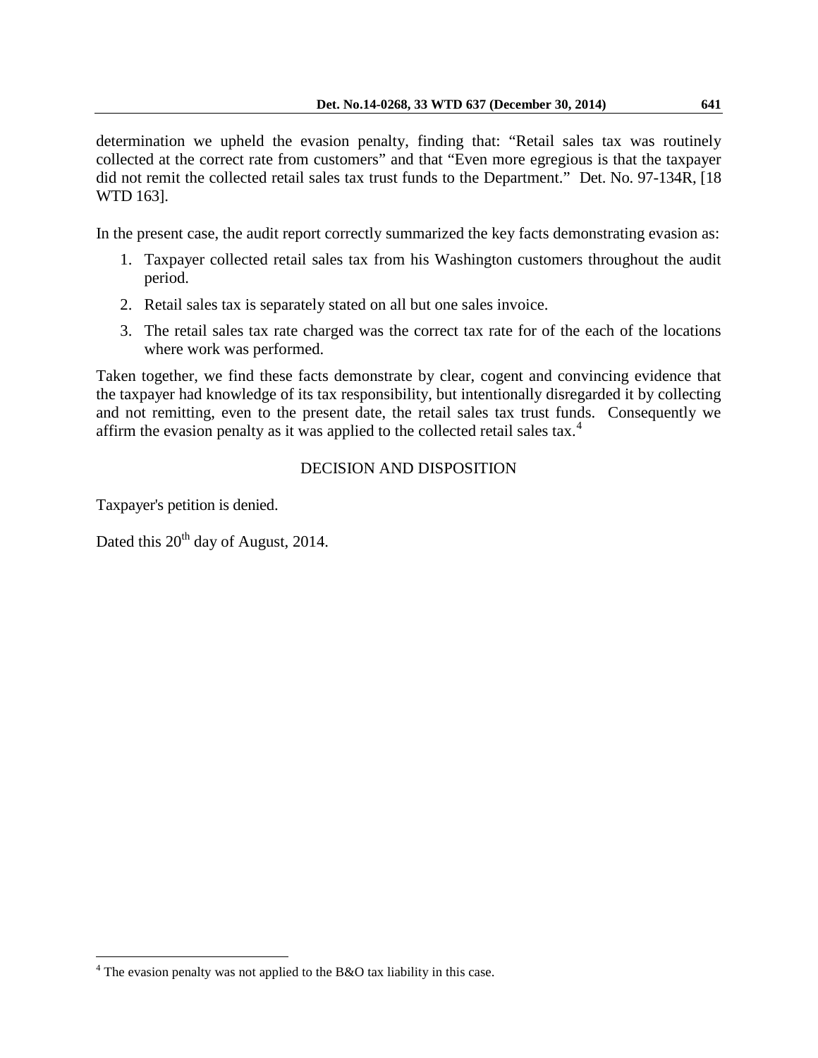determination we upheld the evasion penalty, finding that: “Retail sales tax was routinely collected at the correct rate from customers” and that “Even more egregious is that the taxpayer did not remit the collected retail sales tax trust funds to the Department.” Det. No. 97-134R, [18 WTD 163].

In the present case, the audit report correctly summarized the key facts demonstrating evasion as:

1. Taxpayer collected retail sales tax from his Washington customers throughout the audit period.
2. Retail sales tax is separately stated on all but one sales invoice.
3. The retail sales tax rate charged was the correct tax rate for of the each of the locations where work was performed.

Taken together, we find these facts demonstrate by clear, cogent and convincing evidence that the taxpayer had knowledge of its tax responsibility, but intentionally disregarded it by collecting and not remitting, even to the present date, the retail sales tax trust funds. Consequently we affirm the evasion penalty as it was applied to the collected retail sales tax.[4]

## DECISION AND DISPOSITION

Taxpayer's petition is denied.

Dated this 20th day of August, 2014.

---

[4] The evasion penalty was not applied to the B&O tax liability in this case.